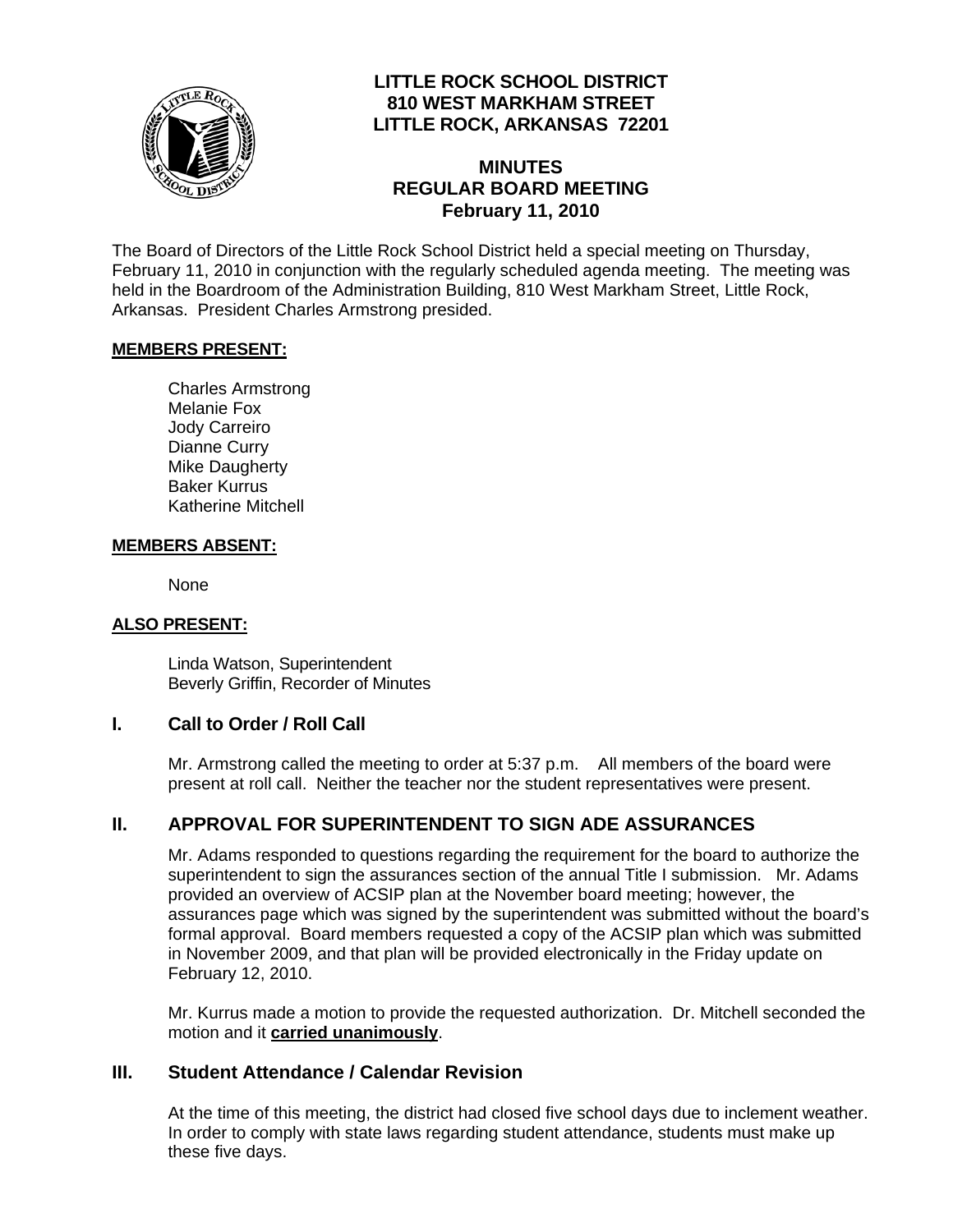# LITTLE ROCK SCHOOL DISTRICT
## 810 WEST MARKHAM STREET
## LITTLE ROCK, ARKANSAS 72201

## MINUTES
## REGULAR BOARD MEETING
## February 11, 2010

The Board of Directors of the Little Rock School District held a special meeting on Thursday, February 11, 2010 in conjunction with the regularly scheduled agenda meeting. The meeting was held in the Boardroom of the Administration Building, 810 West Markham Street, Little Rock, Arkansas. President Charles Armstrong presided.

**MEMBERS PRESENT:**

Charles Armstrong
Melanie Fox
Jody Carreiro
Dianne Curry
Mike Daugherty
Baker Kurrus
Katherine Mitchell

**MEMBERS ABSENT:**

None

**ALSO PRESENT:**

Linda Watson, Superintendent
Beverly Griffin, Recorder of Minutes

## I. Call to Order / Roll Call

Mr. Armstrong called the meeting to order at 5:37 p.m. All members of the board were present at roll call. Neither the teacher nor the student representatives were present.

## II. APPROVAL FOR SUPERINTENDENT TO SIGN ADE ASSURANCES

Mr. Adams responded to questions regarding the requirement for the board to authorize the superintendent to sign the assurances section of the annual Title I submission. Mr. Adams provided an overview of ACSIP plan at the November board meeting; however, the assurances page which was signed by the superintendent was submitted without the board's formal approval. Board members requested a copy of the ACSIP plan which was submitted in November 2009, and that plan will be provided electronically in the Friday update on February 12, 2010.

Mr. Kurrus made a motion to provide the requested authorization. Dr. Mitchell seconded the motion and it **carried unanimously**.

## III. Student Attendance / Calendar Revision

At the time of this meeting, the district had closed five school days due to inclement weather. In order to comply with state laws regarding student attendance, students must make up these five days.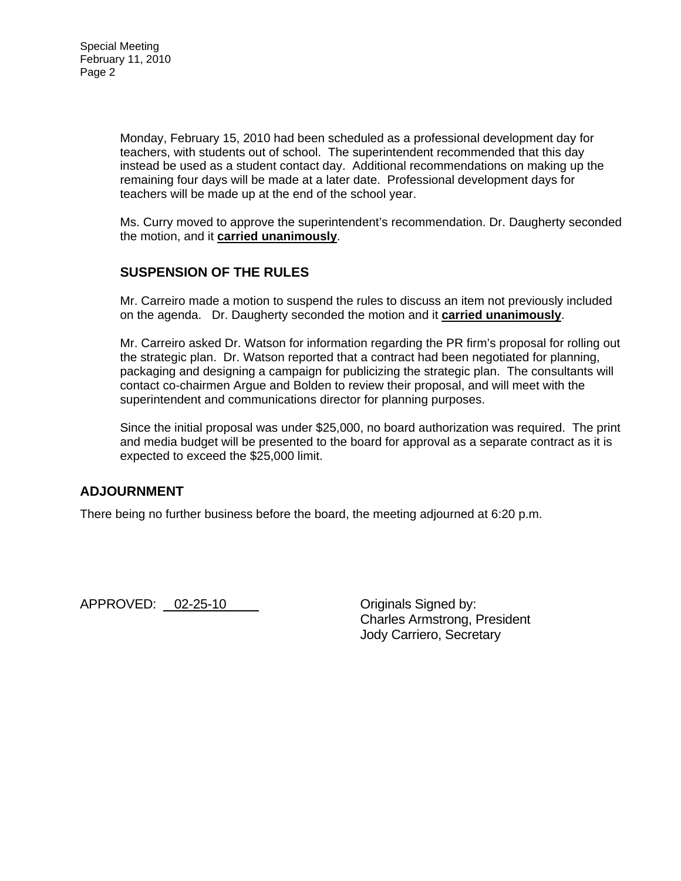Monday, February 15, 2010 had been scheduled as a professional development day for teachers, with students out of school. The superintendent recommended that this day instead be used as a student contact day. Additional recommendations on making up the remaining four days will be made at a later date. Professional development days for teachers will be made up at the end of the school year.

Ms. Curry moved to approve the superintendent's recommendation. Dr. Daugherty seconded the motion, and it **carried unanimously**.

### SUSPENSION OF THE RULES

Mr. Carreiro made a motion to suspend the rules to discuss an item not previously included on the agenda. Dr. Daugherty seconded the motion and it **carried unanimously**.

Mr. Carreiro asked Dr. Watson for information regarding the PR firm's proposal for rolling out the strategic plan. Dr. Watson reported that a contract had been negotiated for planning, packaging and designing a campaign for publicizing the strategic plan. The consultants will contact co-chairmen Argue and Bolden to review their proposal, and will meet with the superintendent and communications director for planning purposes.

Since the initial proposal was under $25,000, no board authorization was required. The print and media budget will be presented to the board for approval as a separate contract as it is expected to exceed the $25,000 limit.

## ADJOURNMENT

There being no further business before the board, the meeting adjourned at 6:20 p.m.

APPROVED: 02-25-10

Originals Signed by:
Charles Armstrong, President
Jody Carriero, Secretary